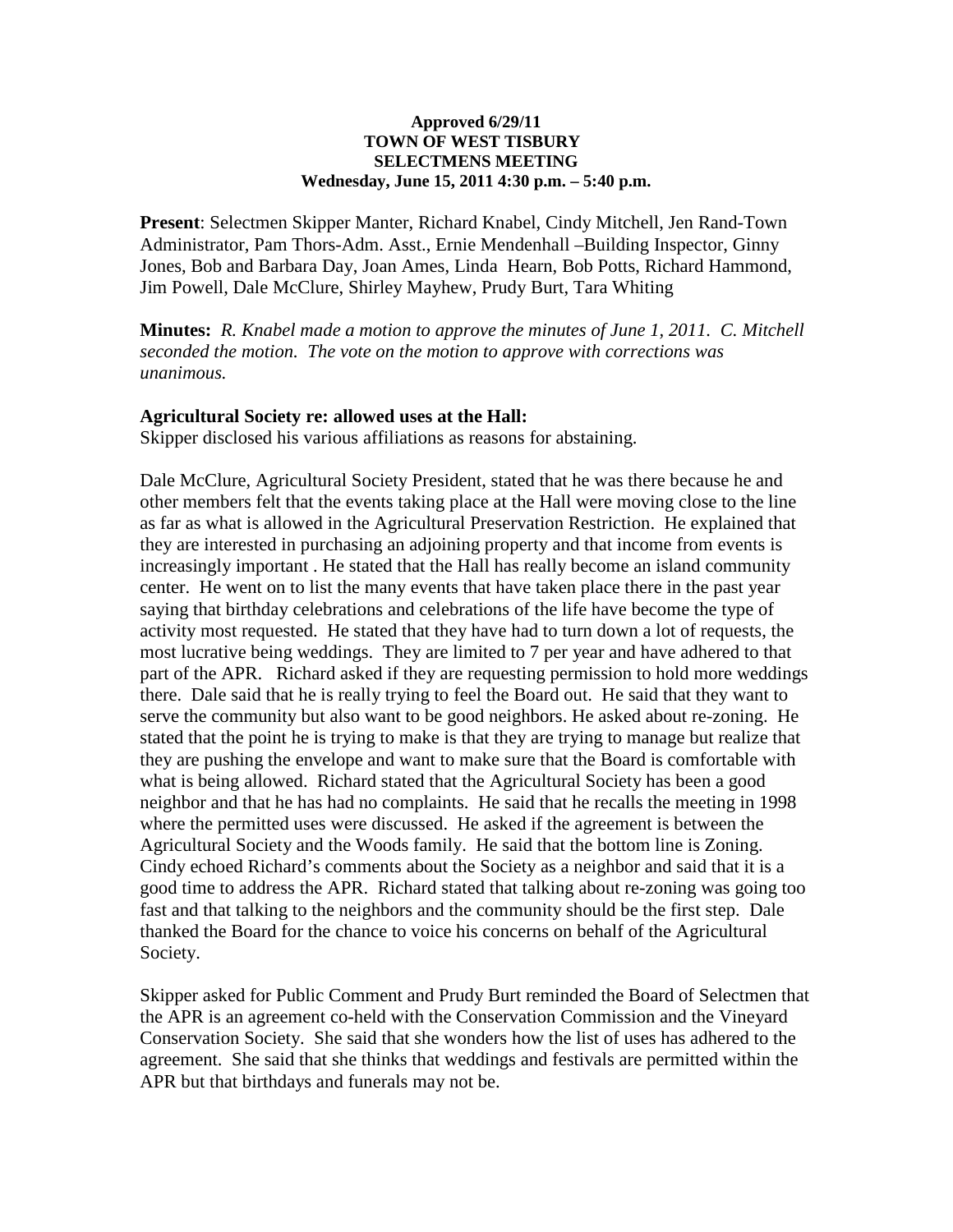**Approved 6/29/11**
**TOWN OF WEST TISBURY**
**SELECTMENS MEETING**
**Wednesday, June 15, 2011 4:30 p.m. – 5:40 p.m.**

**Present**: Selectmen Skipper Manter, Richard Knabel, Cindy Mitchell, Jen Rand-Town Administrator, Pam Thors-Adm. Asst., Ernie Mendenhall –Building Inspector, Ginny Jones, Bob and Barbara Day, Joan Ames, Linda Hearn, Bob Potts, Richard Hammond, Jim Powell, Dale McClure, Shirley Mayhew, Prudy Burt, Tara Whiting

**Minutes:** *R. Knabel made a motion to approve the minutes of June 1, 2011. C. Mitchell seconded the motion. The vote on the motion to approve with corrections was unanimous.*

**Agricultural Society re: allowed uses at the Hall:**
Skipper disclosed his various affiliations as reasons for abstaining.

Dale McClure, Agricultural Society President, stated that he was there because he and other members felt that the events taking place at the Hall were moving close to the line as far as what is allowed in the Agricultural Preservation Restriction. He explained that they are interested in purchasing an adjoining property and that income from events is increasingly important . He stated that the Hall has really become an island community center. He went on to list the many events that have taken place there in the past year saying that birthday celebrations and celebrations of the life have become the type of activity most requested. He stated that they have had to turn down a lot of requests, the most lucrative being weddings. They are limited to 7 per year and have adhered to that part of the APR. Richard asked if they are requesting permission to hold more weddings there. Dale said that he is really trying to feel the Board out. He said that they want to serve the community but also want to be good neighbors. He asked about re-zoning. He stated that the point he is trying to make is that they are trying to manage but realize that they are pushing the envelope and want to make sure that the Board is comfortable with what is being allowed. Richard stated that the Agricultural Society has been a good neighbor and that he has had no complaints. He said that he recalls the meeting in 1998 where the permitted uses were discussed. He asked if the agreement is between the Agricultural Society and the Woods family. He said that the bottom line is Zoning. Cindy echoed Richard's comments about the Society as a neighbor and said that it is a good time to address the APR. Richard stated that talking about re-zoning was going too fast and that talking to the neighbors and the community should be the first step. Dale thanked the Board for the chance to voice his concerns on behalf of the Agricultural Society.

Skipper asked for Public Comment and Prudy Burt reminded the Board of Selectmen that the APR is an agreement co-held with the Conservation Commission and the Vineyard Conservation Society. She said that she wonders how the list of uses has adhered to the agreement. She said that she thinks that weddings and festivals are permitted within the APR but that birthdays and funerals may not be.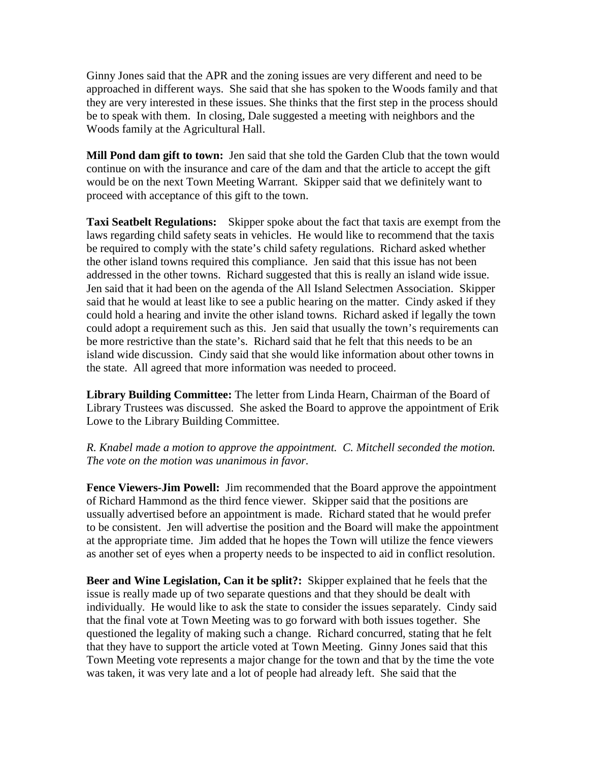Ginny Jones said that the APR and the zoning issues are very different and need to be approached in different ways. She said that she has spoken to the Woods family and that they are very interested in these issues. She thinks that the first step in the process should be to speak with them. In closing, Dale suggested a meeting with neighbors and the Woods family at the Agricultural Hall.

**Mill Pond dam gift to town:** Jen said that she told the Garden Club that the town would continue on with the insurance and care of the dam and that the article to accept the gift would be on the next Town Meeting Warrant. Skipper said that we definitely want to proceed with acceptance of this gift to the town.

**Taxi Seatbelt Regulations:** Skipper spoke about the fact that taxis are exempt from the laws regarding child safety seats in vehicles. He would like to recommend that the taxis be required to comply with the state's child safety regulations. Richard asked whether the other island towns required this compliance. Jen said that this issue has not been addressed in the other towns. Richard suggested that this is really an island wide issue. Jen said that it had been on the agenda of the All Island Selectmen Association. Skipper said that he would at least like to see a public hearing on the matter. Cindy asked if they could hold a hearing and invite the other island towns. Richard asked if legally the town could adopt a requirement such as this. Jen said that usually the town's requirements can be more restrictive than the state's. Richard said that he felt that this needs to be an island wide discussion. Cindy said that she would like information about other towns in the state. All agreed that more information was needed to proceed.

**Library Building Committee:** The letter from Linda Hearn, Chairman of the Board of Library Trustees was discussed. She asked the Board to approve the appointment of Erik Lowe to the Library Building Committee.

*R. Knabel made a motion to approve the appointment. C. Mitchell seconded the motion. The vote on the motion was unanimous in favor.*

**Fence Viewers-Jim Powell:** Jim recommended that the Board approve the appointment of Richard Hammond as the third fence viewer. Skipper said that the positions are ussually advertised before an appointment is made. Richard stated that he would prefer to be consistent. Jen will advertise the position and the Board will make the appointment at the appropriate time. Jim added that he hopes the Town will utilize the fence viewers as another set of eyes when a property needs to be inspected to aid in conflict resolution.

**Beer and Wine Legislation, Can it be split?:** Skipper explained that he feels that the issue is really made up of two separate questions and that they should be dealt with individually. He would like to ask the state to consider the issues separately. Cindy said that the final vote at Town Meeting was to go forward with both issues together. She questioned the legality of making such a change. Richard concurred, stating that he felt that they have to support the article voted at Town Meeting. Ginny Jones said that this Town Meeting vote represents a major change for the town and that by the time the vote was taken, it was very late and a lot of people had already left. She said that the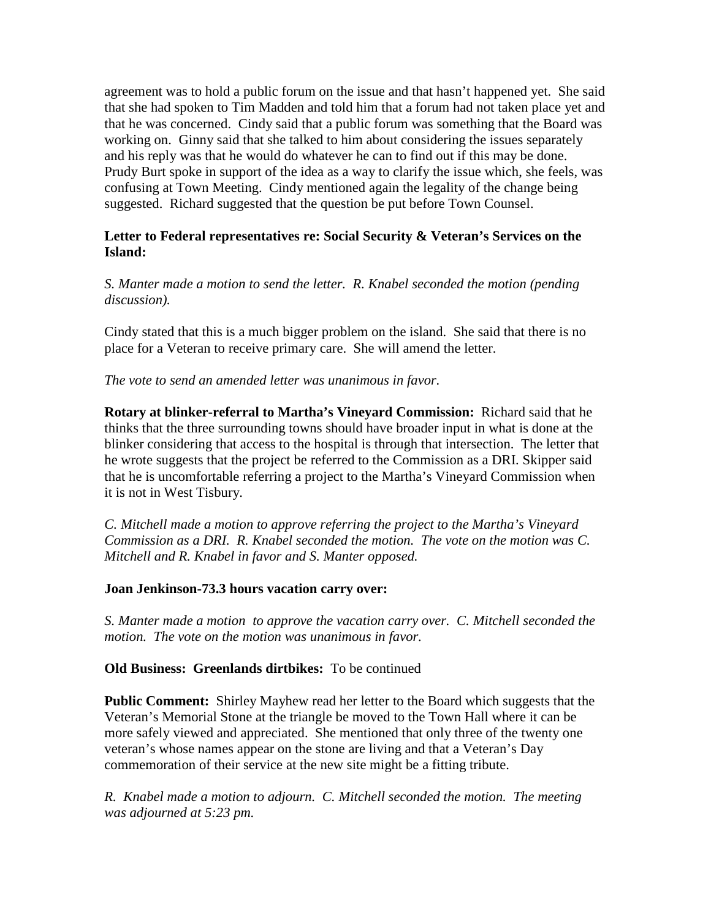agreement was to hold a public forum on the issue and that hasn't happened yet. She said that she had spoken to Tim Madden and told him that a forum had not taken place yet and that he was concerned. Cindy said that a public forum was something that the Board was working on. Ginny said that she talked to him about considering the issues separately and his reply was that he would do whatever he can to find out if this may be done. Prudy Burt spoke in support of the idea as a way to clarify the issue which, she feels, was confusing at Town Meeting. Cindy mentioned again the legality of the change being suggested. Richard suggested that the question be put before Town Counsel.

**Letter to Federal representatives re: Social Security & Veteran's Services on the Island:**

*S. Manter made a motion to send the letter. R. Knabel seconded the motion (pending discussion).*

Cindy stated that this is a much bigger problem on the island. She said that there is no place for a Veteran to receive primary care. She will amend the letter.

*The vote to send an amended letter was unanimous in favor.*

**Rotary at blinker-referral to Martha's Vineyard Commission:** Richard said that he thinks that the three surrounding towns should have broader input in what is done at the blinker considering that access to the hospital is through that intersection. The letter that he wrote suggests that the project be referred to the Commission as a DRI. Skipper said that he is uncomfortable referring a project to the Martha's Vineyard Commission when it is not in West Tisbury.

*C. Mitchell made a motion to approve referring the project to the Martha's Vineyard Commission as a DRI. R. Knabel seconded the motion. The vote on the motion was C. Mitchell and R. Knabel in favor and S. Manter opposed.*

**Joan Jenkinson-73.3 hours vacation carry over:**

*S. Manter made a motion to approve the vacation carry over. C. Mitchell seconded the motion. The vote on the motion was unanimous in favor.*

**Old Business: Greenlands dirtbikes:** To be continued

**Public Comment:** Shirley Mayhew read her letter to the Board which suggests that the Veteran's Memorial Stone at the triangle be moved to the Town Hall where it can be more safely viewed and appreciated. She mentioned that only three of the twenty one veteran's whose names appear on the stone are living and that a Veteran's Day commemoration of their service at the new site might be a fitting tribute.

*R. Knabel made a motion to adjourn. C. Mitchell seconded the motion. The meeting was adjourned at 5:23 pm.*